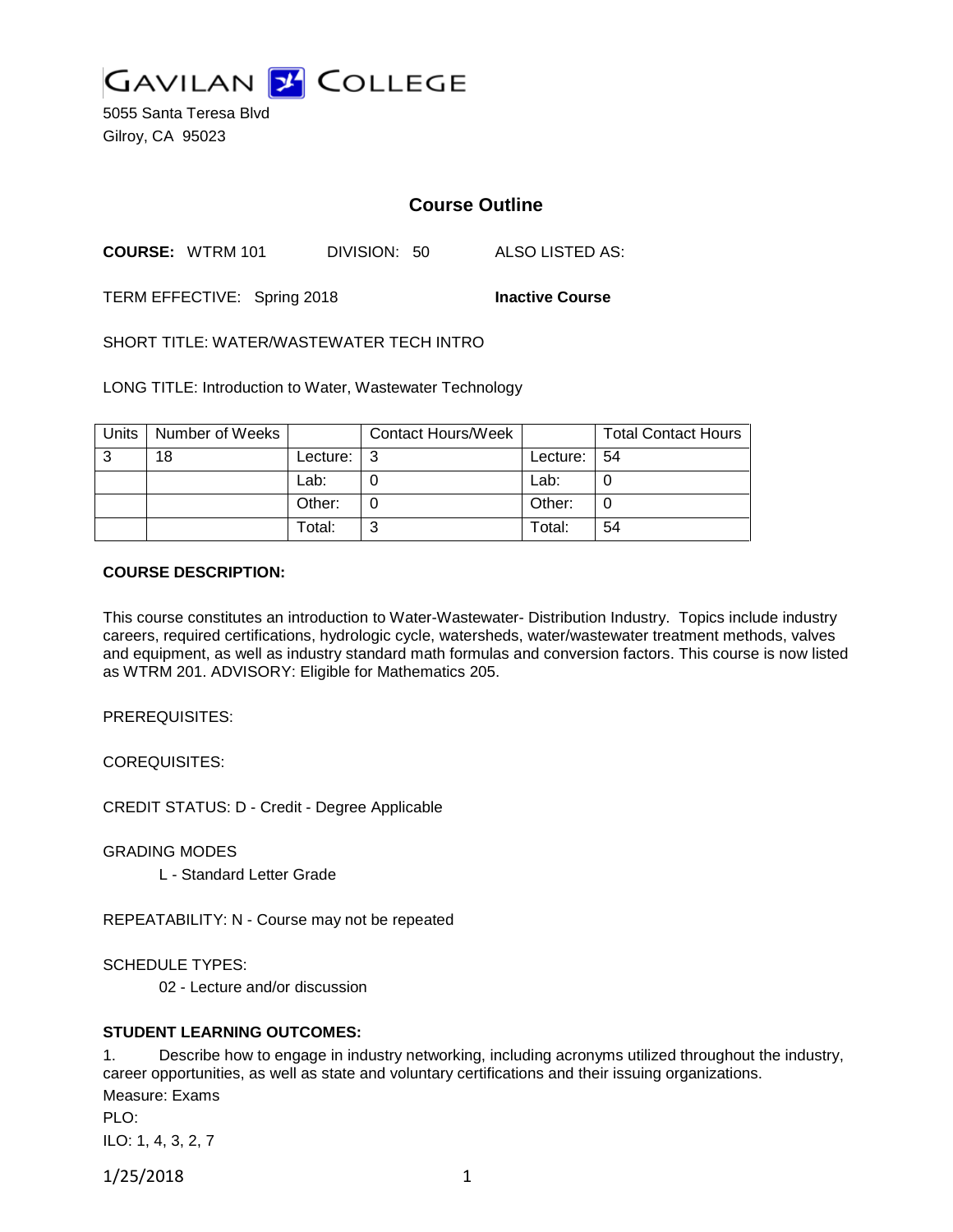GAVILAN COLLEGE

5055 Santa Teresa Blvd
Gilroy, CA 95023

# Course Outline

**COURSE:** WTRM 101 DIVISION: 50 ALSO LISTED AS:

TERM EFFECTIVE: Spring 2018 **Inactive Course**

SHORT TITLE: WATER/WASTEWATER TECH INTRO

LONG TITLE: Introduction to Water, Wastewater Technology

| Units | Number of Weeks | | Contact Hours/Week | | Total Contact Hours |
|---|---|---|---|---|---|
| 3 | 18 | Lecture: | 3 | Lecture: | 54 |
| | | Lab: | 0 | Lab: | 0 |
| | | Other: | 0 | Other: | 0 |
| | | Total: | 3 | Total: | 54 |

**COURSE DESCRIPTION:**

This course constitutes an introduction to Water-Wastewater- Distribution Industry. Topics include industry careers, required certifications, hydrologic cycle, watersheds, water/wastewater treatment methods, valves and equipment, as well as industry standard math formulas and conversion factors. This course is now listed as WTRM 201. ADVISORY: Eligible for Mathematics 205.

PREREQUISITES:

COREQUISITES:

CREDIT STATUS: D - Credit - Degree Applicable

GRADING MODES

L - Standard Letter Grade

REPEATABILITY: N - Course may not be repeated

SCHEDULE TYPES:

02 - Lecture and/or discussion

**STUDENT LEARNING OUTCOMES:**

1. Describe how to engage in industry networking, including acronyms utilized throughout the industry, career opportunities, as well as state and voluntary certifications and their issuing organizations.

Measure: Exams

PLO:

ILO: 1, 4, 3, 2, 7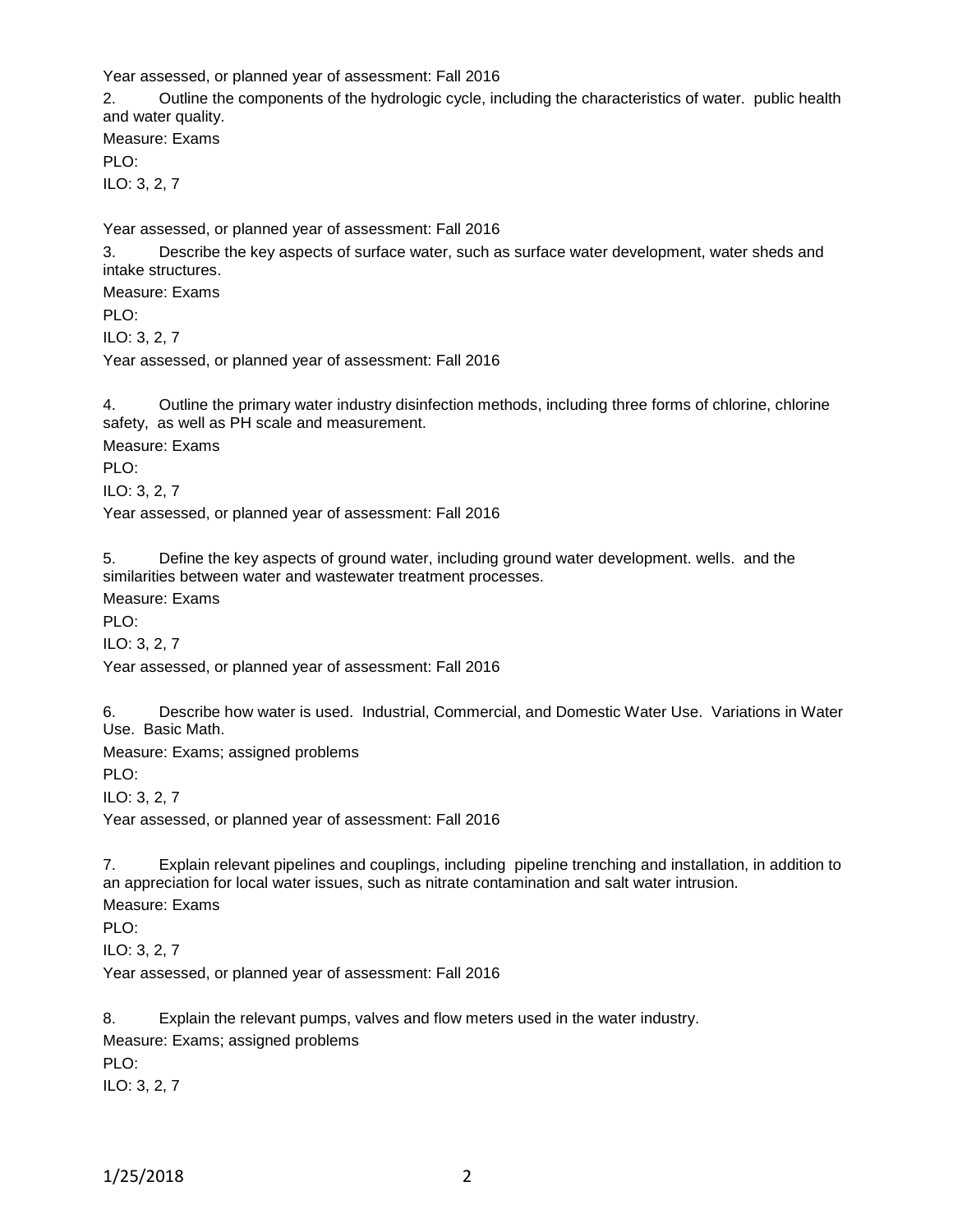Year assessed, or planned year of assessment: Fall 2016

2. Outline the components of the hydrologic cycle, including the characteristics of water. public health and water quality.

Measure: Exams

PLO:

ILO: 3, 2, 7

Year assessed, or planned year of assessment: Fall 2016

3. Describe the key aspects of surface water, such as surface water development, water sheds and intake structures.

Measure: Exams

PLO:

ILO: 3, 2, 7

Year assessed, or planned year of assessment: Fall 2016

4. Outline the primary water industry disinfection methods, including three forms of chlorine, chlorine safety, as well as PH scale and measurement.

Measure: Exams

PLO:

ILO: 3, 2, 7

Year assessed, or planned year of assessment: Fall 2016

5. Define the key aspects of ground water, including ground water development. wells. and the similarities between water and wastewater treatment processes.

Measure: Exams

PLO:

ILO: 3, 2, 7

Year assessed, or planned year of assessment: Fall 2016

6. Describe how water is used. Industrial, Commercial, and Domestic Water Use. Variations in Water Use. Basic Math.

Measure: Exams; assigned problems

PLO:

ILO: 3, 2, 7

Year assessed, or planned year of assessment: Fall 2016

7. Explain relevant pipelines and couplings, including pipeline trenching and installation, in addition to an appreciation for local water issues, such as nitrate contamination and salt water intrusion.

Measure: Exams

PLO:

ILO: 3, 2, 7

Year assessed, or planned year of assessment: Fall 2016

8. Explain the relevant pumps, valves and flow meters used in the water industry.

Measure: Exams; assigned problems

PLO:

ILO: 3, 2, 7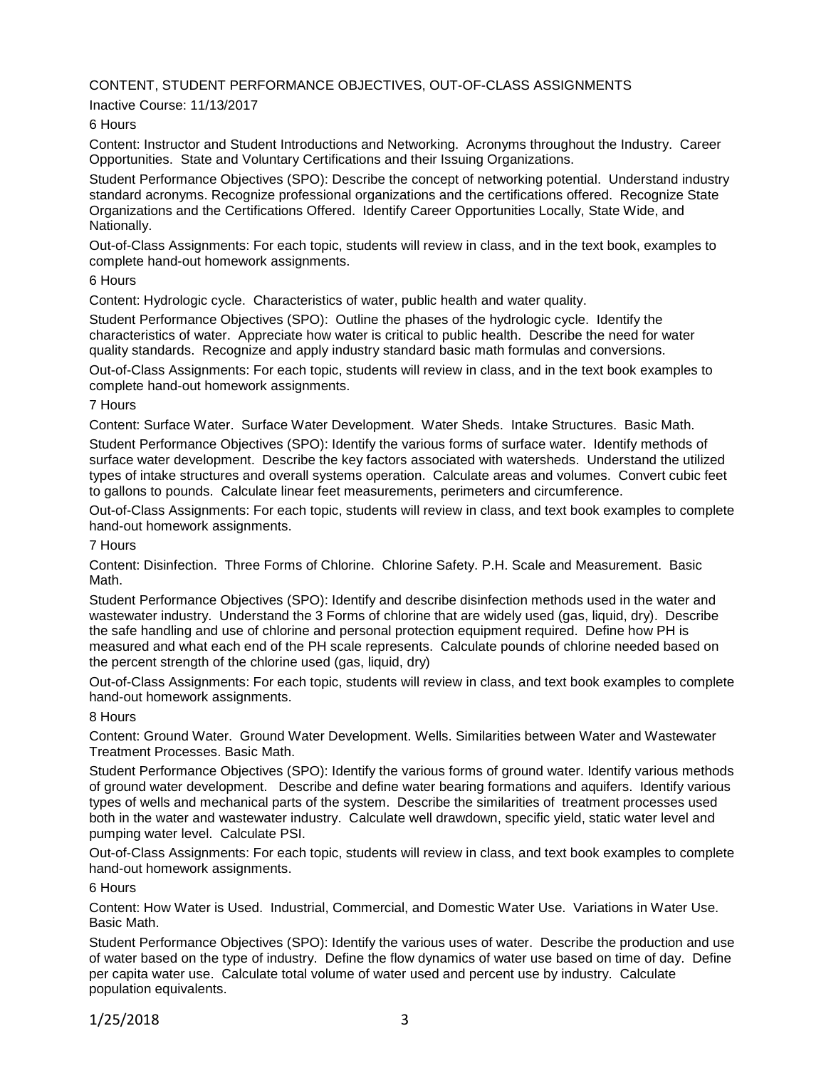CONTENT, STUDENT PERFORMANCE OBJECTIVES, OUT-OF-CLASS ASSIGNMENTS

Inactive Course: 11/13/2017

6 Hours

Content: Instructor and Student Introductions and Networking. Acronyms throughout the Industry. Career Opportunities. State and Voluntary Certifications and their Issuing Organizations.

Student Performance Objectives (SPO): Describe the concept of networking potential. Understand industry standard acronyms. Recognize professional organizations and the certifications offered. Recognize State Organizations and the Certifications Offered. Identify Career Opportunities Locally, State Wide, and Nationally.

Out-of-Class Assignments: For each topic, students will review in class, and in the text book, examples to complete hand-out homework assignments.

6 Hours

Content: Hydrologic cycle. Characteristics of water, public health and water quality.

Student Performance Objectives (SPO): Outline the phases of the hydrologic cycle. Identify the characteristics of water. Appreciate how water is critical to public health. Describe the need for water quality standards. Recognize and apply industry standard basic math formulas and conversions.

Out-of-Class Assignments: For each topic, students will review in class, and in the text book examples to complete hand-out homework assignments.

7 Hours

Content: Surface Water. Surface Water Development. Water Sheds. Intake Structures. Basic Math.

Student Performance Objectives (SPO): Identify the various forms of surface water. Identify methods of surface water development. Describe the key factors associated with watersheds. Understand the utilized types of intake structures and overall systems operation. Calculate areas and volumes. Convert cubic feet to gallons to pounds. Calculate linear feet measurements, perimeters and circumference.

Out-of-Class Assignments: For each topic, students will review in class, and text book examples to complete hand-out homework assignments.

7 Hours

Content: Disinfection. Three Forms of Chlorine. Chlorine Safety. P.H. Scale and Measurement. Basic Math.

Student Performance Objectives (SPO): Identify and describe disinfection methods used in the water and wastewater industry. Understand the 3 Forms of chlorine that are widely used (gas, liquid, dry). Describe the safe handling and use of chlorine and personal protection equipment required. Define how PH is measured and what each end of the PH scale represents. Calculate pounds of chlorine needed based on the percent strength of the chlorine used (gas, liquid, dry)

Out-of-Class Assignments: For each topic, students will review in class, and text book examples to complete hand-out homework assignments.

8 Hours

Content: Ground Water. Ground Water Development. Wells. Similarities between Water and Wastewater Treatment Processes. Basic Math.

Student Performance Objectives (SPO): Identify the various forms of ground water. Identify various methods of ground water development. Describe and define water bearing formations and aquifers. Identify various types of wells and mechanical parts of the system. Describe the similarities of treatment processes used both in the water and wastewater industry. Calculate well drawdown, specific yield, static water level and pumping water level. Calculate PSI.

Out-of-Class Assignments: For each topic, students will review in class, and text book examples to complete hand-out homework assignments.

6 Hours

Content: How Water is Used. Industrial, Commercial, and Domestic Water Use. Variations in Water Use. Basic Math.

Student Performance Objectives (SPO): Identify the various uses of water. Describe the production and use of water based on the type of industry. Define the flow dynamics of water use based on time of day. Define per capita water use. Calculate total volume of water used and percent use by industry. Calculate population equivalents.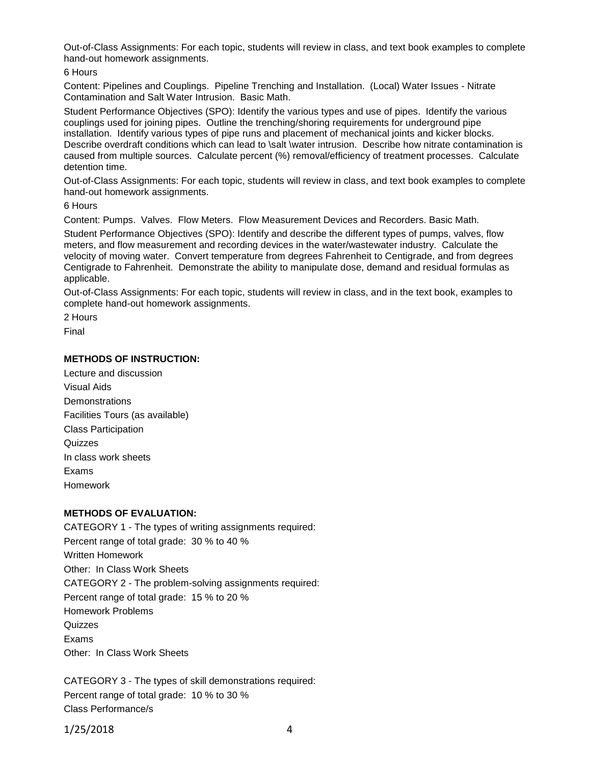Out-of-Class Assignments: For each topic, students will review in class, and text book examples to complete hand-out homework assignments.

6 Hours

Content: Pipelines and Couplings. Pipeline Trenching and Installation. (Local) Water Issues - Nitrate Contamination and Salt Water Intrusion. Basic Math.

Student Performance Objectives (SPO): Identify the various types and use of pipes. Identify the various couplings used for joining pipes. Outline the trenching/shoring requirements for underground pipe installation. Identify various types of pipe runs and placement of mechanical joints and kicker blocks. Describe overdraft conditions which can lead to \salt \water intrusion. Describe how nitrate contamination is caused from multiple sources. Calculate percent (%) removal/efficiency of treatment processes. Calculate detention time.

Out-of-Class Assignments: For each topic, students will review in class, and text book examples to complete hand-out homework assignments.

6 Hours

Content: Pumps. Valves. Flow Meters. Flow Measurement Devices and Recorders. Basic Math.

Student Performance Objectives (SPO): Identify and describe the different types of pumps, valves, flow meters, and flow measurement and recording devices in the water/wastewater industry. Calculate the velocity of moving water. Convert temperature from degrees Fahrenheit to Centigrade, and from degrees Centigrade to Fahrenheit. Demonstrate the ability to manipulate dose, demand and residual formulas as applicable.

Out-of-Class Assignments: For each topic, students will review in class, and in the text book, examples to complete hand-out homework assignments.

2 Hours

Final

**METHODS OF INSTRUCTION:**

Lecture and discussion

Visual Aids

Demonstrations

Facilities Tours (as available)

Class Participation

Quizzes

In class work sheets

Exams

Homework

**METHODS OF EVALUATION:**

CATEGORY 1 - The types of writing assignments required:

Percent range of total grade: 30 % to 40 %

Written Homework

Other: In Class Work Sheets

CATEGORY 2 - The problem-solving assignments required:

Percent range of total grade: 15 % to 20 %

Homework Problems

Quizzes

Exams

Other: In Class Work Sheets

CATEGORY 3 - The types of skill demonstrations required:

Percent range of total grade: 10 % to 30 %

Class Performance/s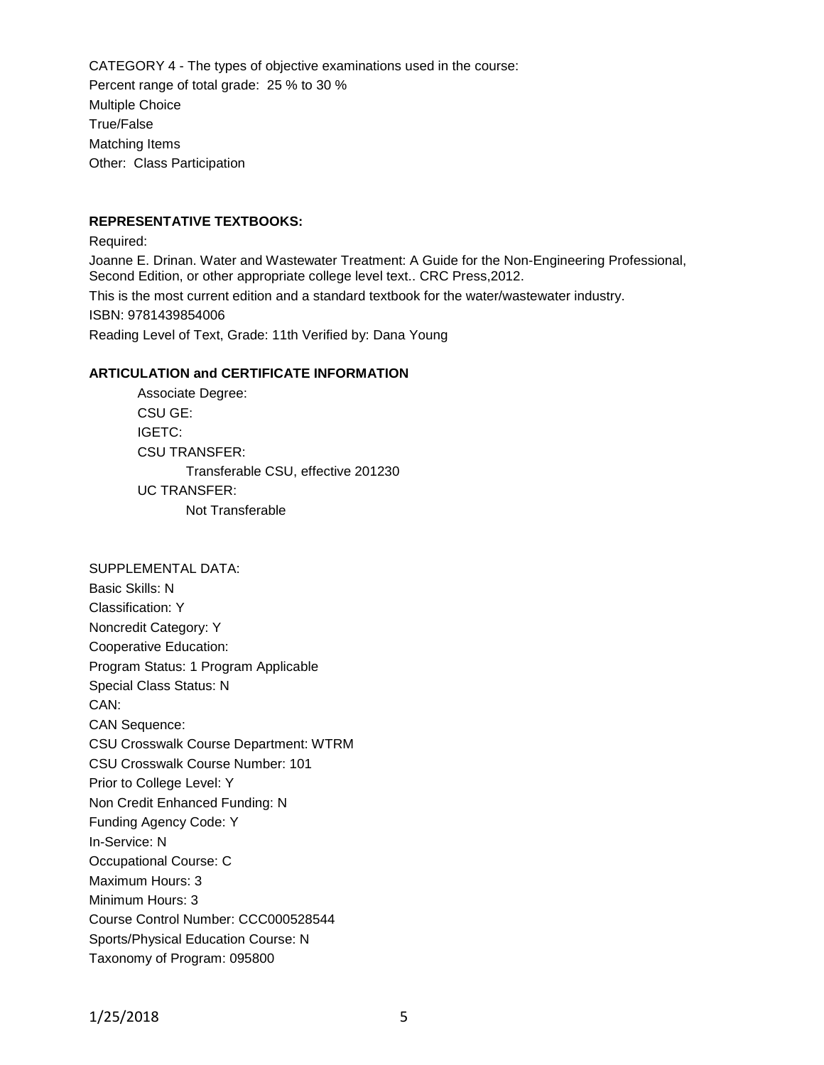CATEGORY 4 - The types of objective examinations used in the course:
Percent range of total grade: 25 % to 30 %
Multiple Choice
True/False
Matching Items
Other: Class Participation

**REPRESENTATIVE TEXTBOOKS:**

Required:
Joanne E. Drinan. Water and Wastewater Treatment: A Guide for the Non-Engineering Professional, Second Edition, or other appropriate college level text.. CRC Press,2012.
This is the most current edition and a standard textbook for the water/wastewater industry.
ISBN: 9781439854006
Reading Level of Text, Grade: 11th Verified by: Dana Young

**ARTICULATION and CERTIFICATE INFORMATION**

Associate Degree:
CSU GE:
IGETC:
CSU TRANSFER:
Transferable CSU, effective 201230
UC TRANSFER:
Not Transferable

SUPPLEMENTAL DATA:
Basic Skills: N
Classification: Y
Noncredit Category: Y
Cooperative Education:
Program Status: 1 Program Applicable
Special Class Status: N
CAN:
CAN Sequence:
CSU Crosswalk Course Department: WTRM
CSU Crosswalk Course Number: 101
Prior to College Level: Y
Non Credit Enhanced Funding: N
Funding Agency Code: Y
In-Service: N
Occupational Course: C
Maximum Hours: 3
Minimum Hours: 3
Course Control Number: CCC000528544
Sports/Physical Education Course: N
Taxonomy of Program: 095800